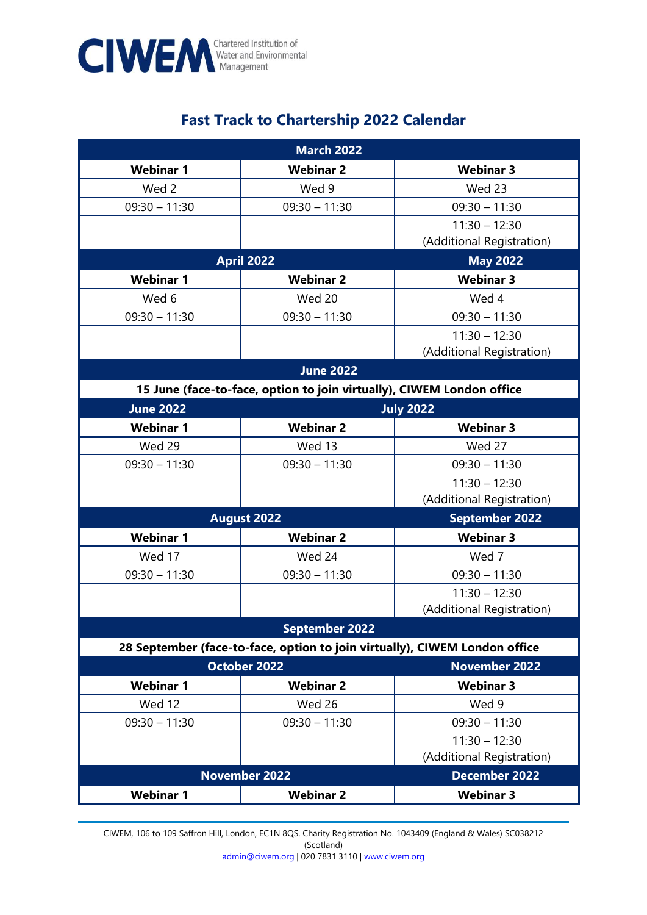CIWEM Chartered Institution of Water and Environmental Management

# Fast Track to Chartership 2022 Calendar

| March 2022 | | |
|---|---|---|
| **Webinar 1** | **Webinar 2** | **Webinar 3** |
| Wed 2 | Wed 9 | Wed 23 |
| 09:30 – 11:30 | 09:30 – 11:30 | 09:30 – 11:30 |
| | | 11:30 – 12:30 (Additional Registration) |
| **April 2022** | | **May 2022** |
| **Webinar 1** | **Webinar 2** | **Webinar 3** |
| Wed 6 | Wed 20 | Wed 4 |
| 09:30 – 11:30 | 09:30 – 11:30 | 09:30 – 11:30 |
| | | 11:30 – 12:30 (Additional Registration) |
| **June 2022** | | |
| **15 June (face-to-face, option to join virtually), CIWEM London office** | | |
| **June 2022** | **July 2022** | |
| **Webinar 1** | **Webinar 2** | **Webinar 3** |
| Wed 29 | Wed 13 | Wed 27 |
| 09:30 – 11:30 | 09:30 – 11:30 | 09:30 – 11:30 |
| | | 11:30 – 12:30 (Additional Registration) |
| **August 2022** | | **September 2022** |
| **Webinar 1** | **Webinar 2** | **Webinar 3** |
| Wed 17 | Wed 24 | Wed 7 |
| 09:30 – 11:30 | 09:30 – 11:30 | 09:30 – 11:30 |
| | | 11:30 – 12:30 (Additional Registration) |
| **September 2022** | | |
| **28 September (face-to-face, option to join virtually), CIWEM London office** | | |
| **October 2022** | | **November 2022** |
| **Webinar 1** | **Webinar 2** | **Webinar 3** |
| Wed 12 | Wed 26 | Wed 9 |
| 09:30 – 11:30 | 09:30 – 11:30 | 09:30 – 11:30 |
| | | 11:30 – 12:30 (Additional Registration) |
| **November 2022** | | **December 2022** |
| **Webinar 1** | **Webinar 2** | **Webinar 3** |

CIWEM, 106 to 109 Saffron Hill, London, EC1N 8QS. Charity Registration No. 1043409 (England & Wales) SC038212 (Scotland)
admin@ciwem.org | 020 7831 3110 | www.ciwem.org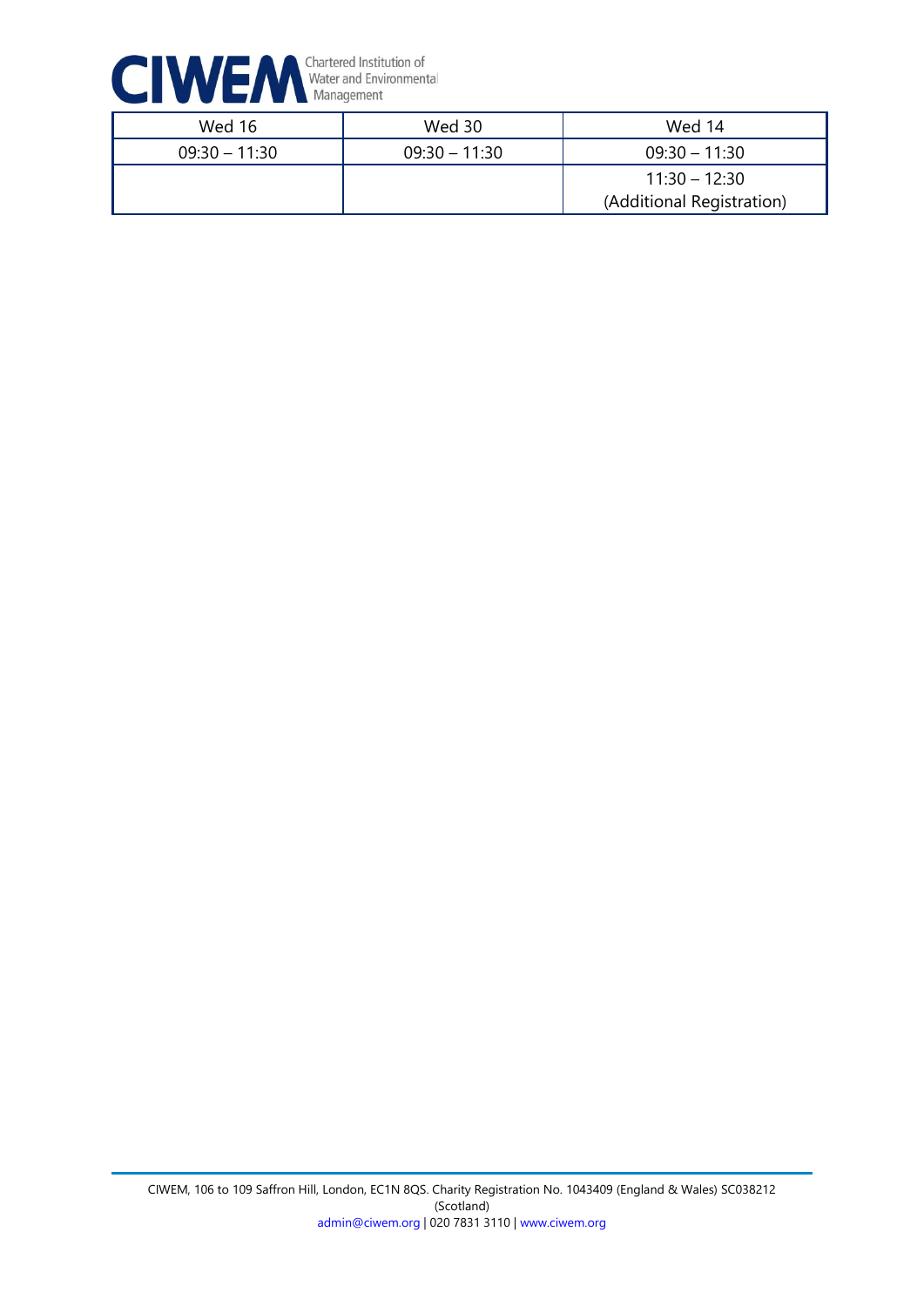| Wed 16 | Wed 30 | Wed 14 |
|---|---|---|
| 09:30 – 11:30 | 09:30 – 11:30 | 09:30 – 11:30 |
| | | 11:30 – 12:30 (Additional Registration) |